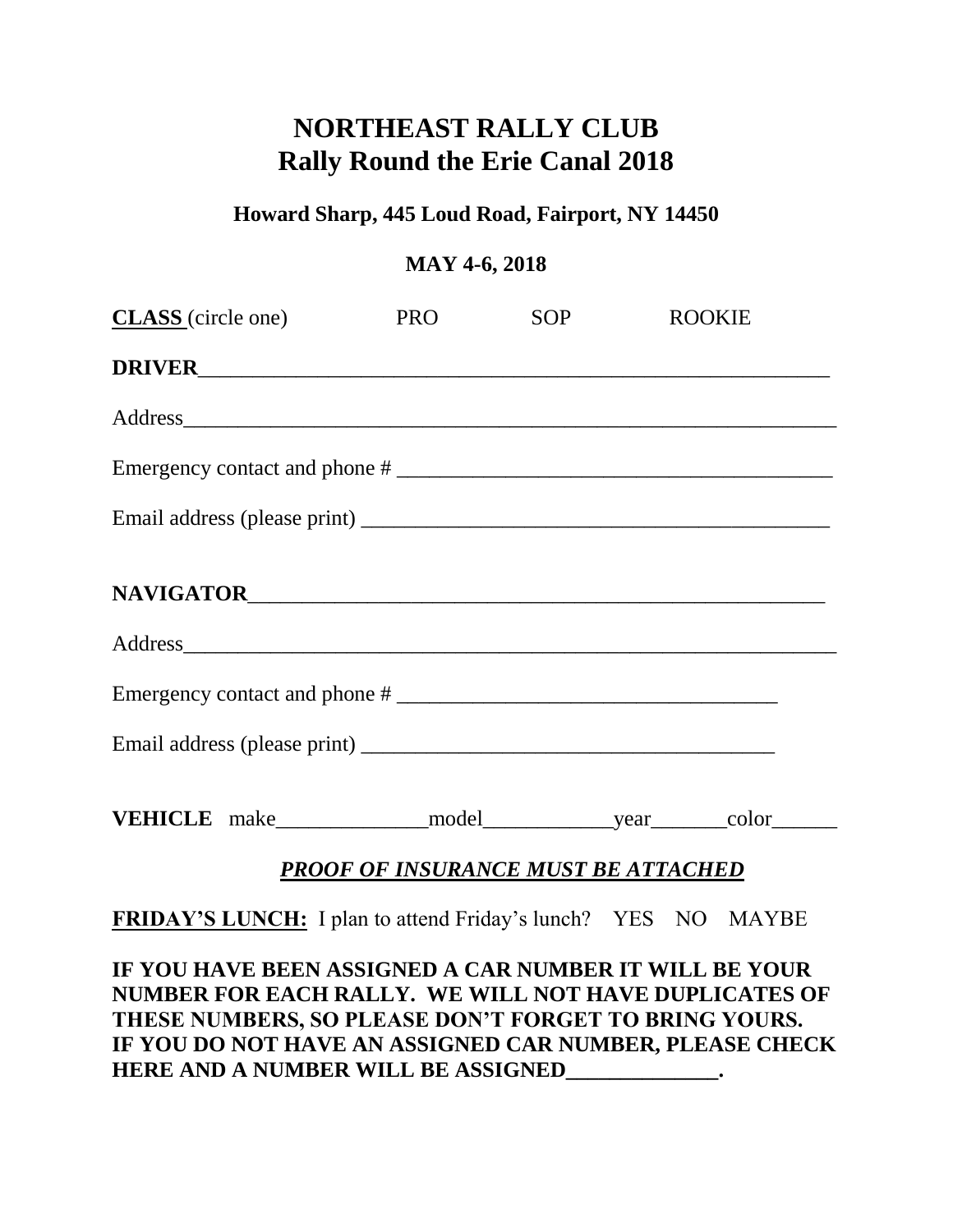# NORTHEAST RALLY CLUB
# Rally Round the Erie Canal 2018

**Howard Sharp, 445 Loud Road, Fairport, NY 14450**

**MAY 4-6, 2018**

**CLASS** (circle one) PRO SOP ROOKIE

**DRIVER**_____________________________________________________________

Address_______________________________________________________________

Emergency contact and phone # ________________________________________

Email address (please print) __________________________________________

**NAVIGATOR**_________________________________________________________

Address_______________________________________________________________

Emergency contact and phone # __________________________________

Email address (please print) ____________________________________

**VEHICLE** make______________model____________year_______color______

***PROOF OF INSURANCE MUST BE ATTACHED***

**FRIDAY'S LUNCH:** I plan to attend Friday's lunch? YES NO MAYBE

**IF YOU HAVE BEEN ASSIGNED A CAR NUMBER IT WILL BE YOUR NUMBER FOR EACH RALLY. WE WILL NOT HAVE DUPLICATES OF THESE NUMBERS, SO PLEASE DON'T FORGET TO BRING YOURS. IF YOU DO NOT HAVE AN ASSIGNED CAR NUMBER, PLEASE CHECK HERE AND A NUMBER WILL BE ASSIGNED______________.**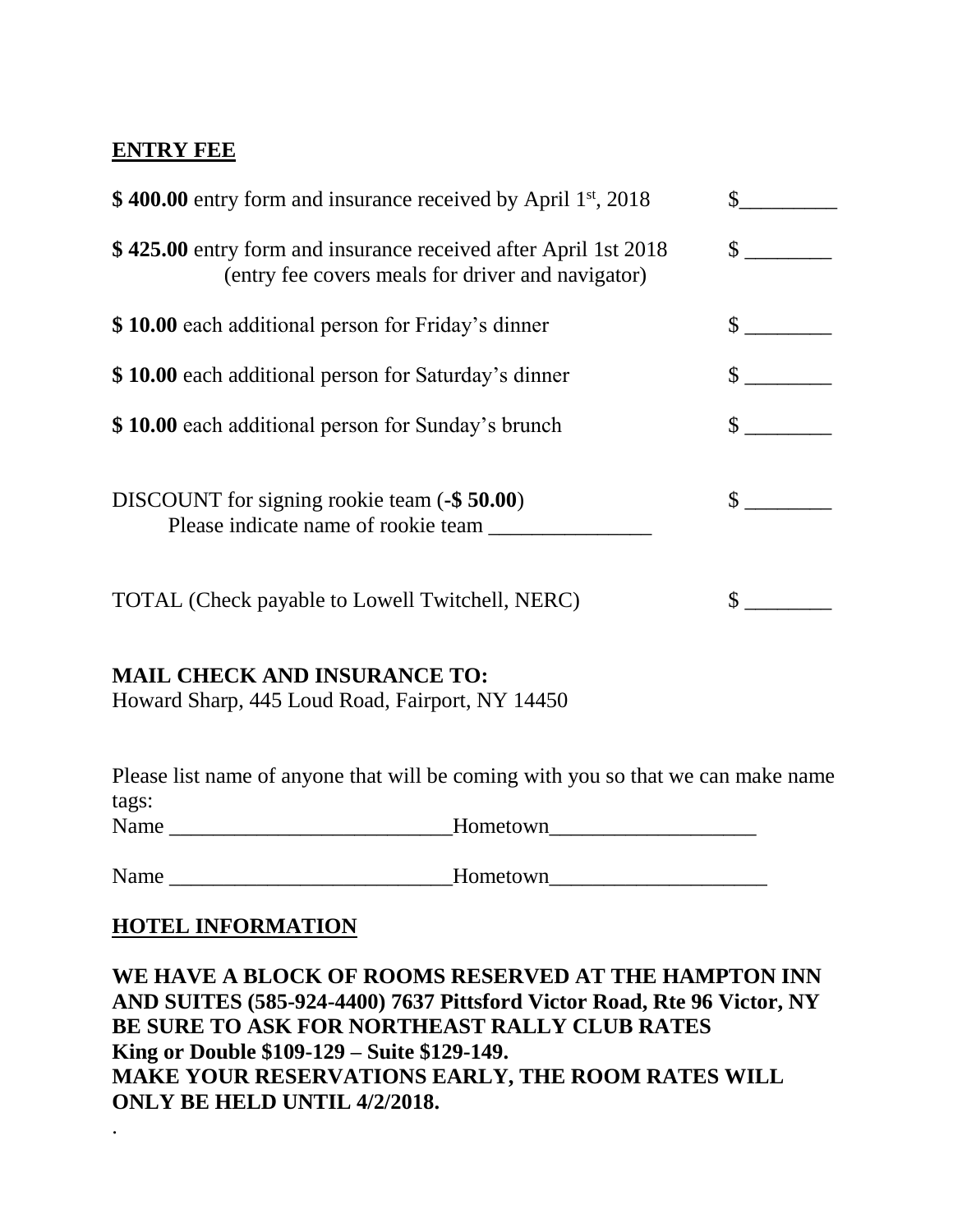## ENTRY FEE

| | |
|---|---|
| **\$ 400.00** entry form and insurance received by April 1st, 2018 | \$_________ |
| **\$ 425.00** entry form and insurance received after April 1st 2018 (entry fee covers meals for driver and navigator) | \$ ________ |
| **\$ 10.00** each additional person for Friday's dinner | \$ ________ |
| **\$ 10.00** each additional person for Saturday's dinner | \$ ________ |
| **\$ 10.00** each additional person for Sunday's brunch | \$ ________ |
| DISCOUNT for signing rookie team (**-\$ 50.00**) Please indicate name of rookie team _______________ | \$ ________ |
| TOTAL (Check payable to Lowell Twitchell, NERC) | \$ ________ |

**MAIL CHECK AND INSURANCE TO:**
Howard Sharp, 445 Loud Road, Fairport, NY 14450

Please list name of anyone that will be coming with you so that we can make name tags:

Name __________________________Hometown___________________

Name __________________________Hometown____________________

## HOTEL INFORMATION

**WE HAVE A BLOCK OF ROOMS RESERVED AT THE HAMPTON INN AND SUITES (585-924-4400) 7637 Pittsford Victor Road, Rte 96 Victor, NY**
**BE SURE TO ASK FOR NORTHEAST RALLY CLUB RATES**
**King or Double \$109-129 – Suite \$129-149.**
**MAKE YOUR RESERVATIONS EARLY, THE ROOM RATES WILL ONLY BE HELD UNTIL 4/2/2018.**

.